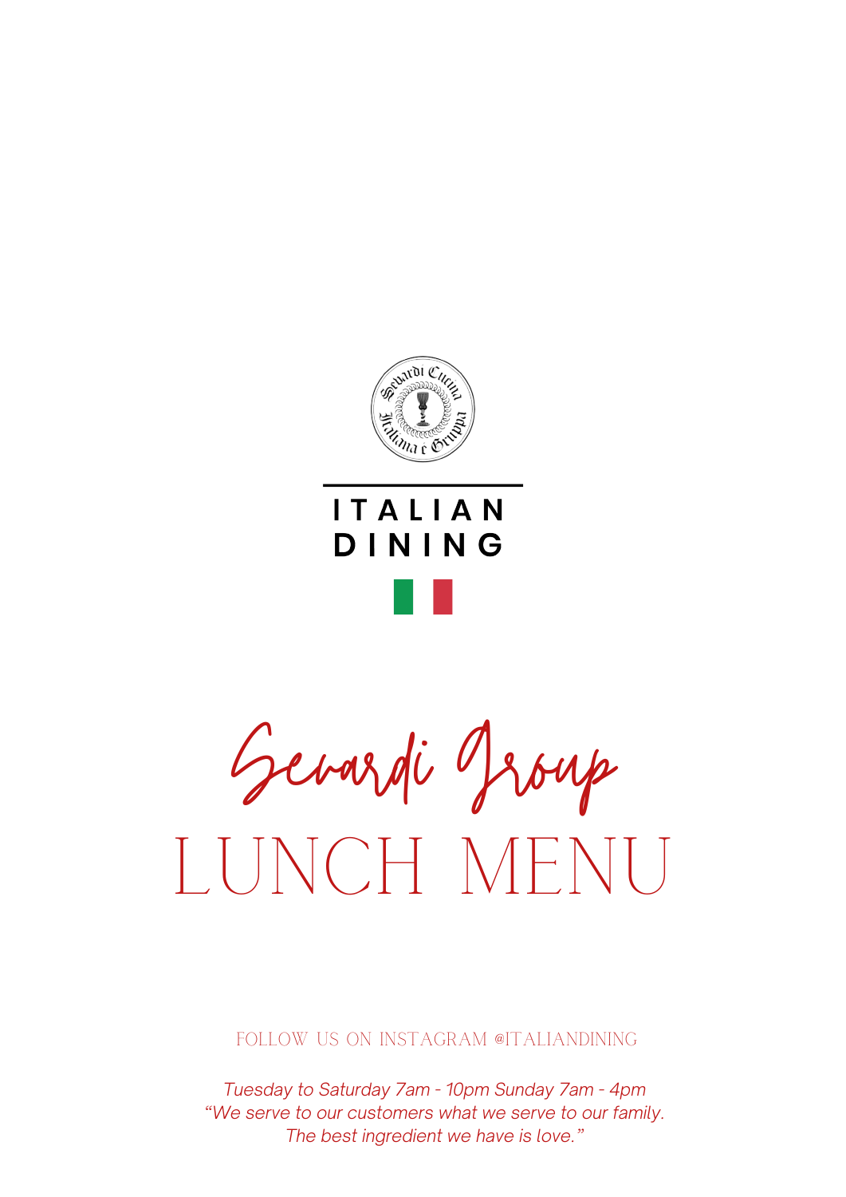# ITALIAN DINING

## Sevardi Group

# LUNCH MENU

FOLLOW US ON INSTAGRAM @ITALIANDINING

*Tuesday to Saturday 7am - 10pm Sunday 7am - 4pm*

*"We serve to our customers what we serve to our family.*
*The best ingredient we have is love."*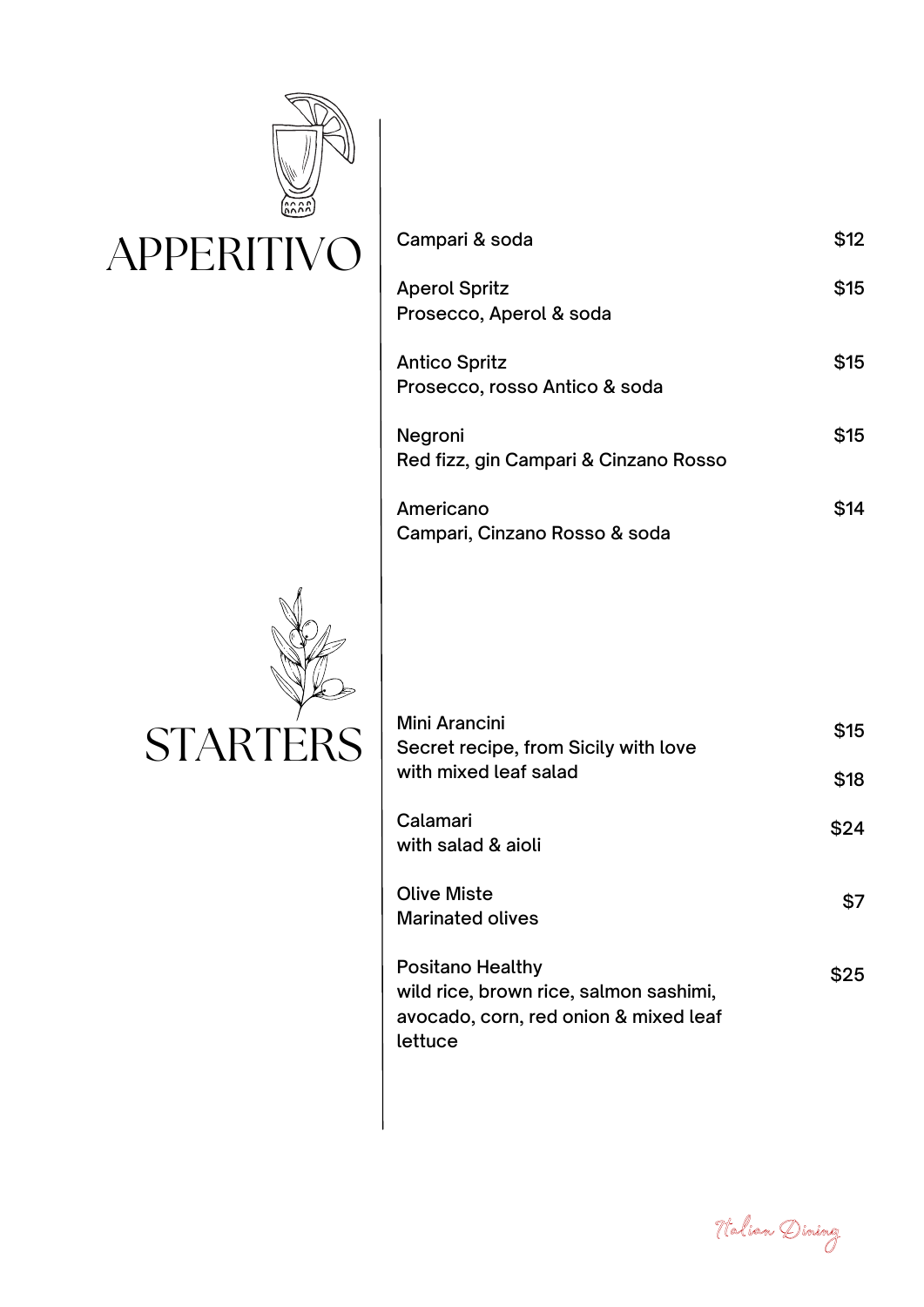## APPERITIVO

Campari & soda — $12

Aperol Spritz — $15
Prosecco, Aperol & soda

Antico Spritz — $15
Prosecco, rosso Antico & soda

Negroni — $15
Red fizz, gin Campari & Cinzano Rosso

Americano — $14
Campari, Cinzano Rosso & soda

## STARTERS

Mini Arancini — $15
Secret recipe, from Sicily with love
with mixed leaf salad — $18

Calamari — $24
with salad & aioli

Olive Miste — $7
Marinated olives

Positano Healthy — $25
wild rice, brown rice, salmon sashimi, avocado, corn, red onion & mixed leaf lettuce

Italian Dining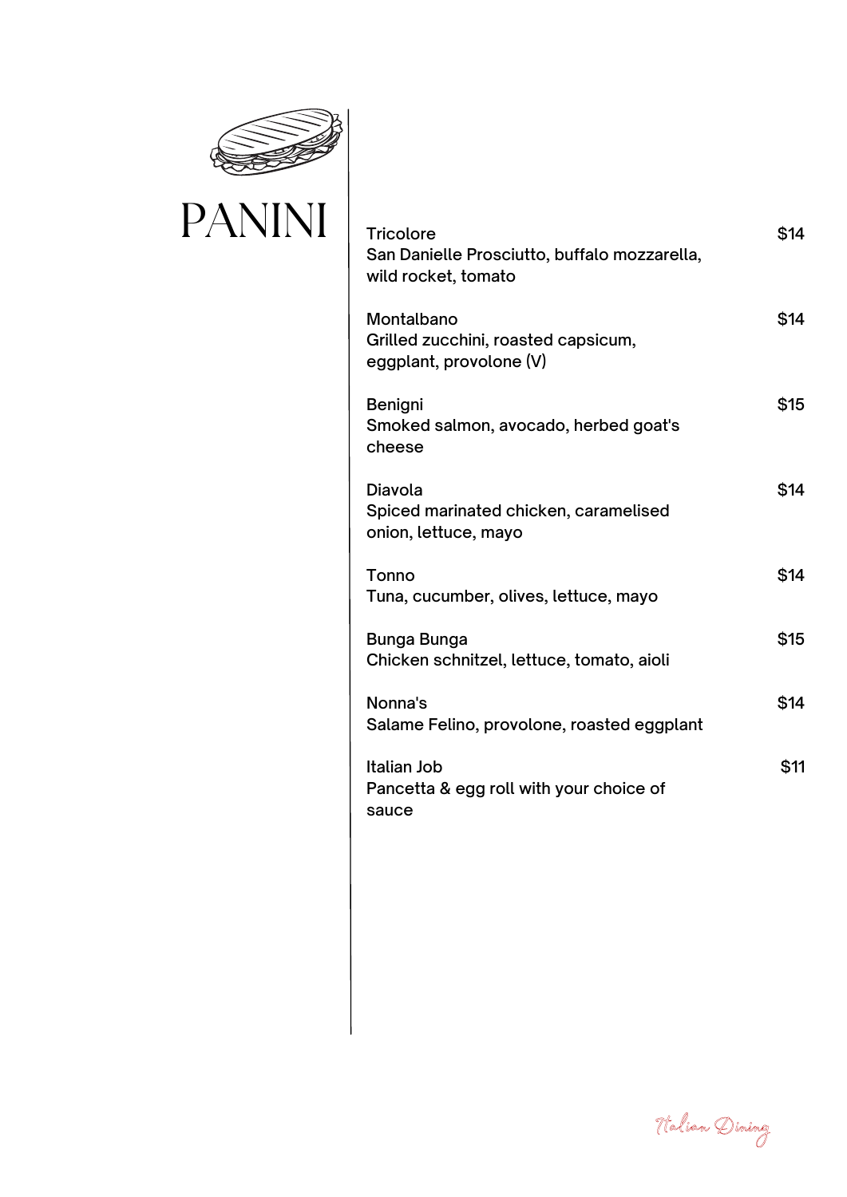# PANINI

**Tricolore** — $14
San Danielle Prosciutto, buffalo mozzarella, wild rocket, tomato

**Montalbano** — $14
Grilled zucchini, roasted capsicum, eggplant, provolone (V)

**Benigni** — $15
Smoked salmon, avocado, herbed goat's cheese

**Diavola** — $14
Spiced marinated chicken, caramelised onion, lettuce, mayo

**Tonno** — $14
Tuna, cucumber, olives, lettuce, mayo

**Bunga Bunga** — $15
Chicken schnitzel, lettuce, tomato, aioli

**Nonna's** — $14
Salame Felino, provolone, roasted eggplant

**Italian Job** — $11
Pancetta & egg roll with your choice of sauce

*Italian Dining*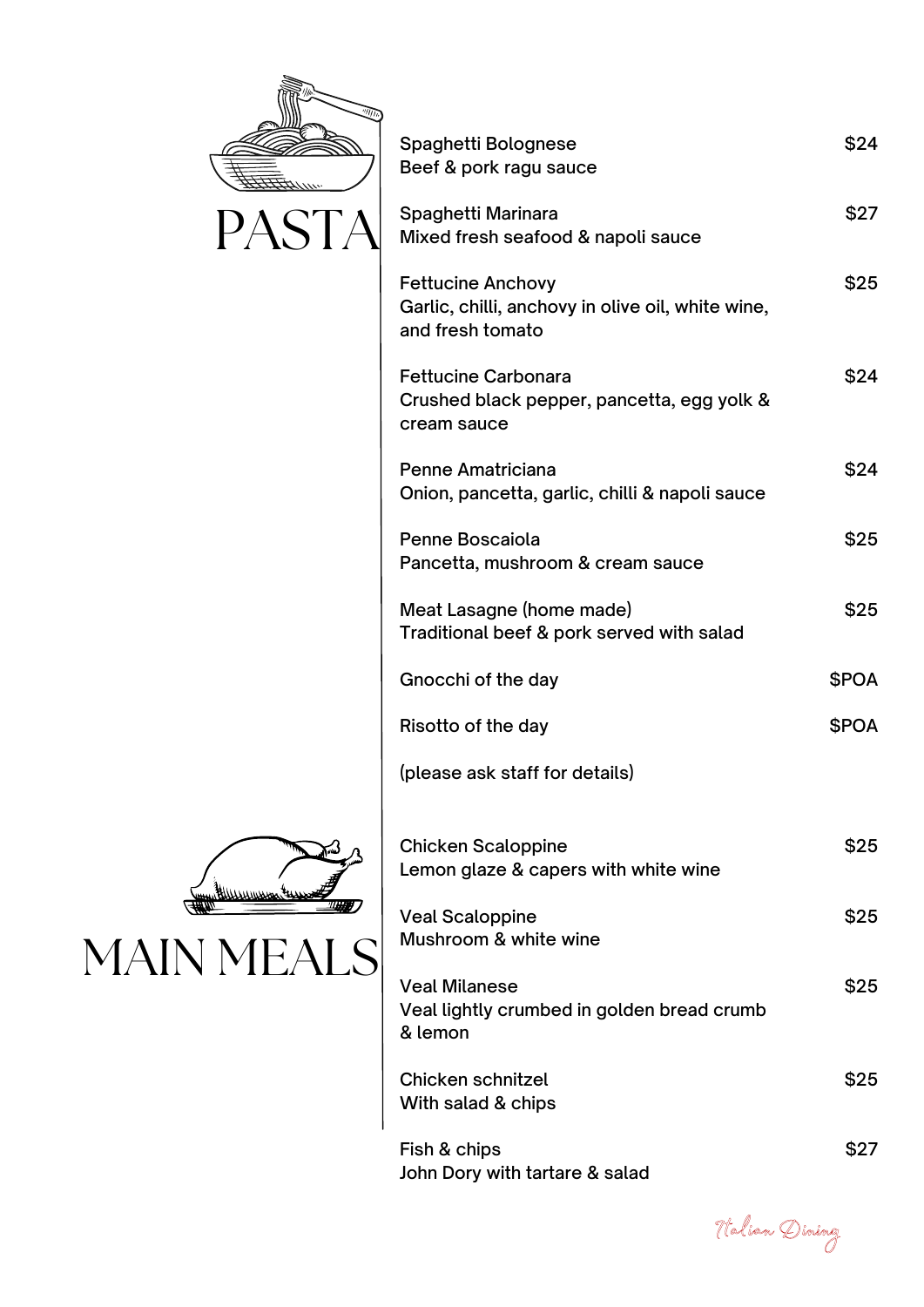# PASTA

| Item | Price |
| --- | --- |
| Spaghetti Bolognese<br>Beef & pork ragu sauce | $24 |
| Spaghetti Marinara<br>Mixed fresh seafood & napoli sauce | $27 |
| Fettucine Anchovy<br>Garlic, chilli, anchovy in olive oil, white wine, and fresh tomato | $25 |
| Fettucine Carbonara<br>Crushed black pepper, pancetta, egg yolk & cream sauce | $24 |
| Penne Amatriciana<br>Onion, pancetta, garlic, chilli & napoli sauce | $24 |
| Penne Boscaiola<br>Pancetta, mushroom & cream sauce | $25 |
| Meat Lasagne (home made)<br>Traditional beef & pork served with salad | $25 |
| Gnocchi of the day | $POA |
| Risotto of the day | $POA |

(please ask staff for details)

# MAIN MEALS

| Item | Price |
| --- | --- |
| Chicken Scaloppine<br>Lemon glaze & capers with white wine | $25 |
| Veal Scaloppine<br>Mushroom & white wine | $25 |
| Veal Milanese<br>Veal lightly crumbed in golden bread crumb & lemon | $25 |
| Chicken schnitzel<br>With salad & chips | $25 |
| Fish & chips<br>John Dory with tartare & salad | $27 |

*Italian Dining*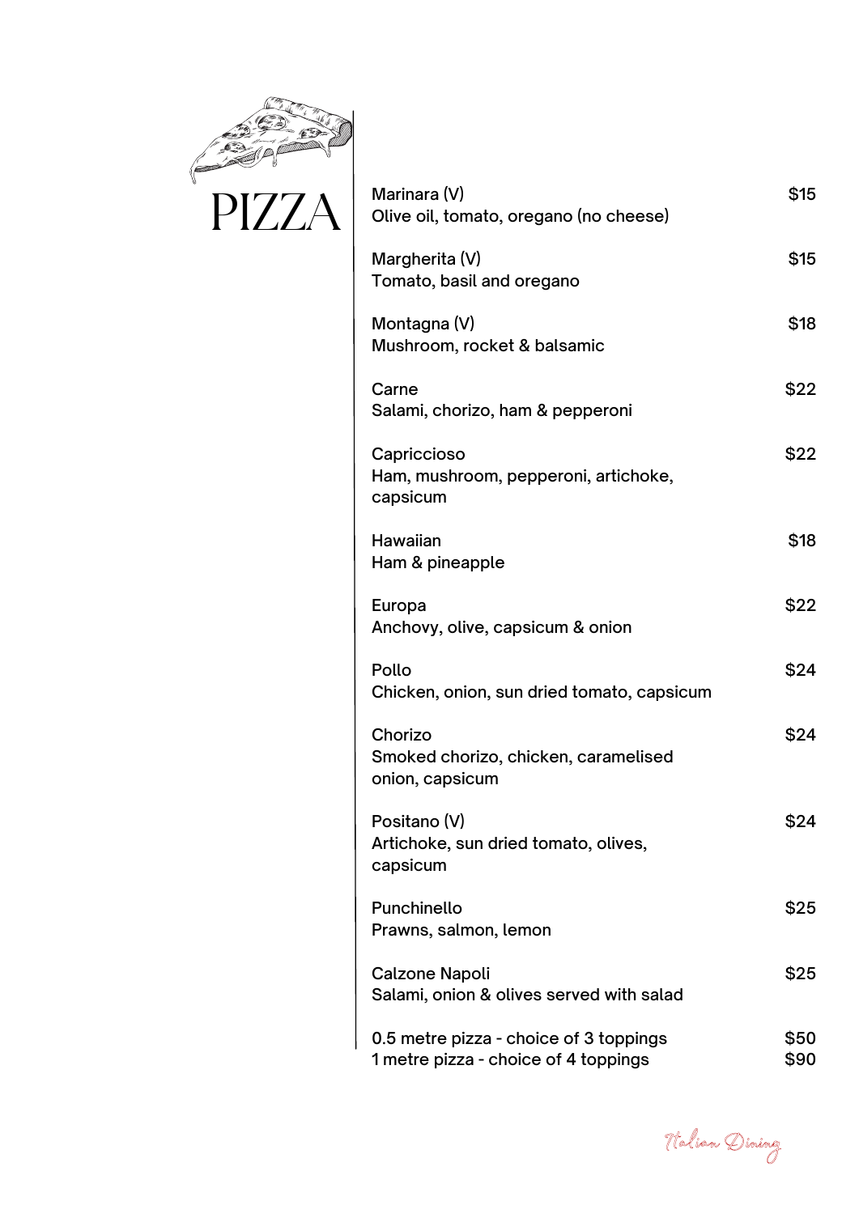# PIZZA

**Marinara (V)** — $15
Olive oil, tomato, oregano (no cheese)

**Margherita (V)** — $15
Tomato, basil and oregano

**Montagna (V)** — $18
Mushroom, rocket & balsamic

**Carne** — $22
Salami, chorizo, ham & pepperoni

**Capriccioso** — $22
Ham, mushroom, pepperoni, artichoke, capsicum

**Hawaiian** — $18
Ham & pineapple

**Europa** — $22
Anchovy, olive, capsicum & onion

**Pollo** — $24
Chicken, onion, sun dried tomato, capsicum

**Chorizo** — $24
Smoked chorizo, chicken, caramelised onion, capsicum

**Positano (V)** — $24
Artichoke, sun dried tomato, olives, capsicum

**Punchinello** — $25
Prawns, salmon, lemon

**Calzone Napoli** — $25
Salami, onion & olives served with salad

0.5 metre pizza - choice of 3 toppings — $50
1 metre pizza - choice of 4 toppings — $90

*Italian Dining*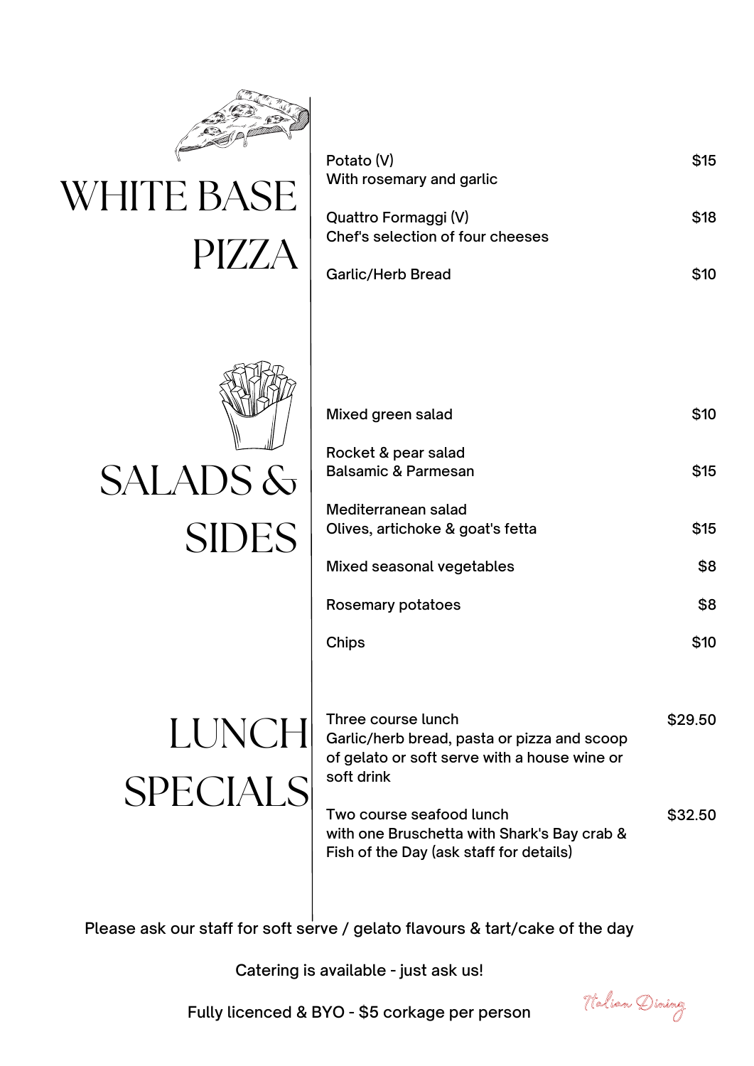# WHITE BASE PIZZA

| | |
|---|---|
| Potato (V)<br>With rosemary and garlic | $15 |
| Quattro Formaggi (V)<br>Chef's selection of four cheeses | $18 |
| Garlic/Herb Bread | $10 |

# SALADS & SIDES

| | |
|---|---|
| Mixed green salad | $10 |
| Rocket & pear salad<br>Balsamic & Parmesan | $15 |
| Mediterranean salad<br>Olives, artichoke & goat's fetta | $15 |
| Mixed seasonal vegetables | $8 |
| Rosemary potatoes | $8 |
| Chips | $10 |

# LUNCH SPECIALS

| | |
|---|---|
| Three course lunch<br>Garlic/herb bread, pasta or pizza and scoop of gelato or soft serve with a house wine or soft drink | $29.50 |
| Two course seafood lunch<br>with one Bruschetta with Shark's Bay crab & Fish of the Day (ask staff for details) | $32.50 |

Please ask our staff for soft serve / gelato flavours & tart/cake of the day

Catering is available - just ask us!

Fully licenced & BYO - $5 corkage per person

*Italian Dining*